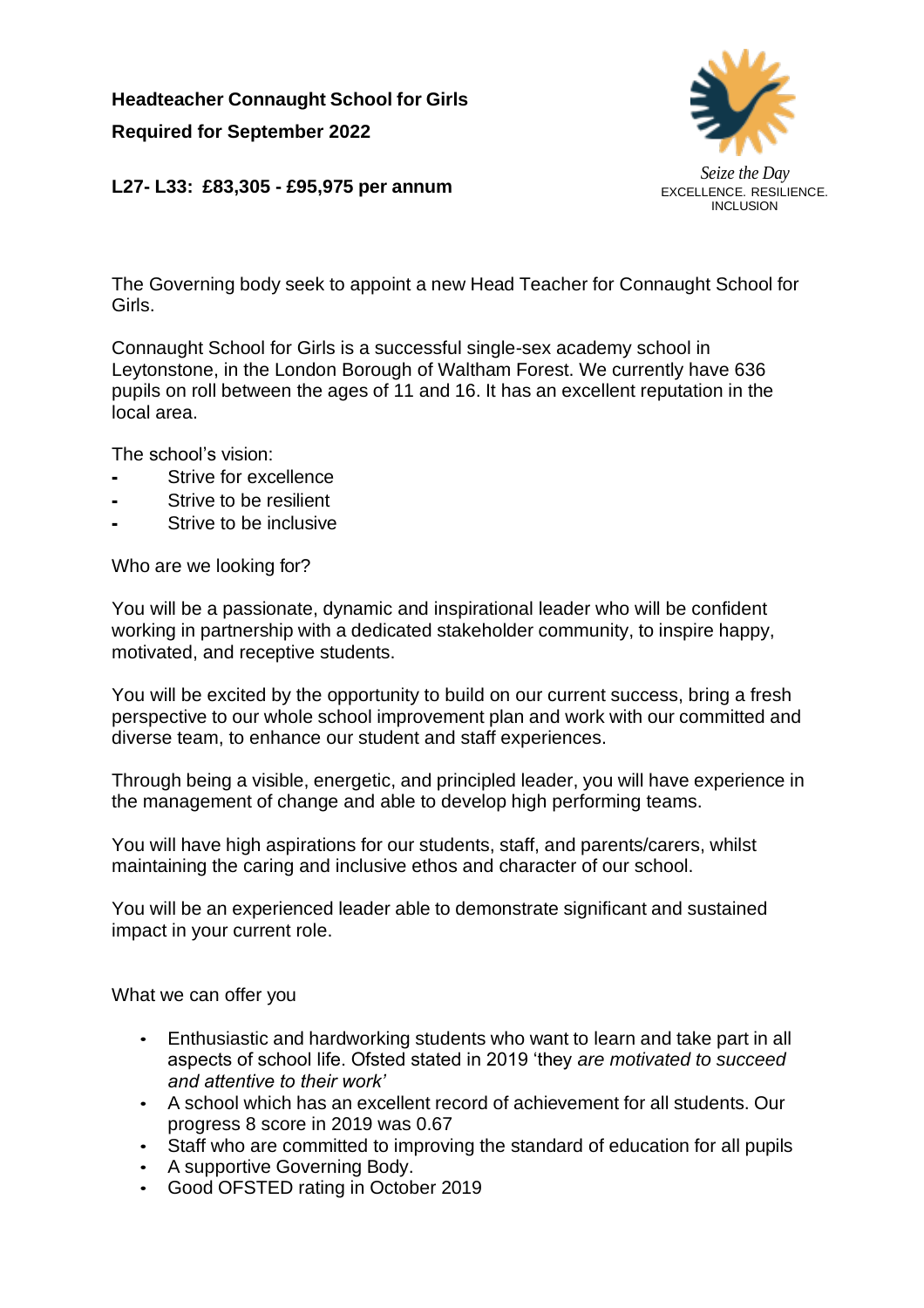**Headteacher Connaught School for Girls**

**Required for September 2022**

**L27- L33: £83,305 - £95,975 per annum**

*Seize the Day*
EXCELLENCE. RESILIENCE. INCLUSION

The Governing body seek to appoint a new Head Teacher for Connaught School for Girls.

Connaught School for Girls is a successful single-sex academy school in Leytonstone, in the London Borough of Waltham Forest. We currently have 636 pupils on roll between the ages of 11 and 16. It has an excellent reputation in the local area.

The school's vision:

- Strive for excellence
- Strive to resilient
- Strive to be inclusive

Who are we looking for?

You will be a passionate, dynamic and inspirational leader who will be confident working in partnership with a dedicated stakeholder community, to inspire happy, motivated, and receptive students.

You will be excited by the opportunity to build on our current success, bring a fresh perspective to our whole school improvement plan and work with our committed and diverse team, to enhance our student and staff experiences.

Through being a visible, energetic, and principled leader, you will have experience in the management of change and able to develop high performing teams.

You will have high aspirations for our students, staff, and parents/carers, whilst maintaining the caring and inclusive ethos and character of our school.

You will be an experienced leader able to demonstrate significant and sustained impact in your current role.

What we can offer you

- Enthusiastic and hardworking students who want to learn and take part in all aspects of school life. Ofsted stated in 2019 'they *are motivated to succeed and attentive to their work'*
- A school which has an excellent record of achievement for all students. Our progress 8 score in 2019 was 0.67
- Staff who are committed to improving the standard of education for all pupils
- A supportive Governing Body.
- Good OFSTED rating in October 2019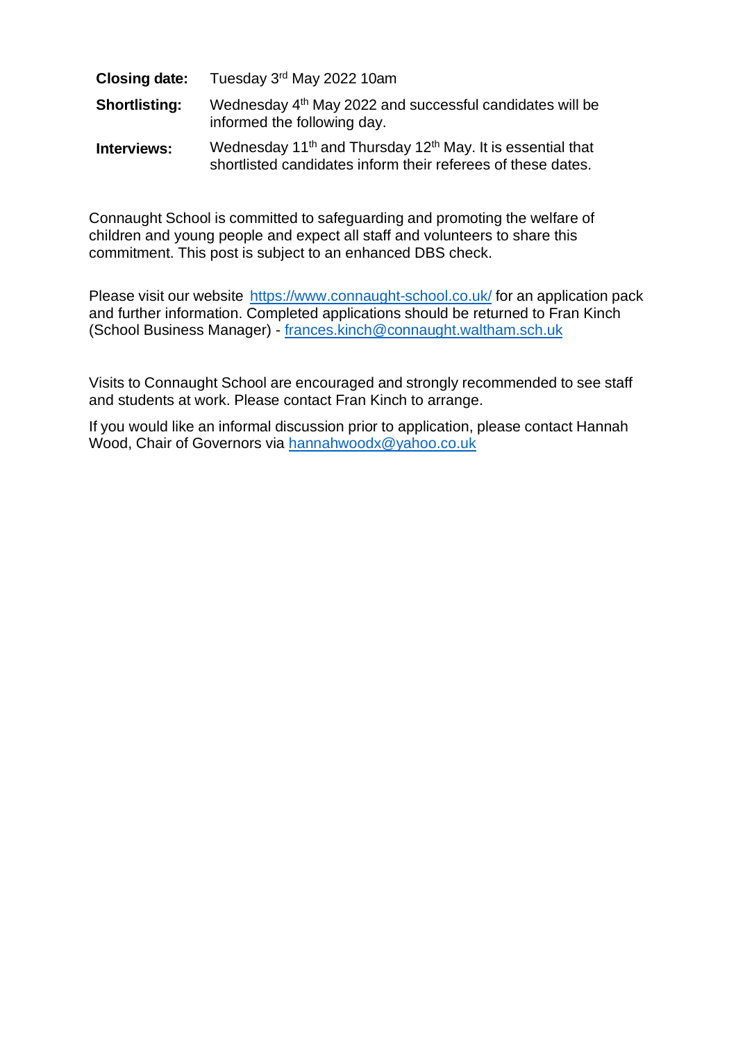| | |
|---|---|
| **Closing date:** | Tuesday 3rd May 2022 10am |
| **Shortlisting:** | Wednesday 4th May 2022 and successful candidates will be informed the following day. |
| **Interviews:** | Wednesday 11th and Thursday 12th May. It is essential that shortlisted candidates inform their referees of these dates. |

Connaught School is committed to safeguarding and promoting the welfare of children and young people and expect all staff and volunteers to share this commitment. This post is subject to an enhanced DBS check.

Please visit our website https://www.connaught-school.co.uk/ for an application pack and further information. Completed applications should be returned to Fran Kinch (School Business Manager) - frances.kinch@connaught.waltham.sch.uk

Visits to Connaught School are encouraged and strongly recommended to see staff and students at work. Please contact Fran Kinch to arrange.

If you would like an informal discussion prior to application, please contact Hannah Wood, Chair of Governors via hannahwoodx@yahoo.co.uk